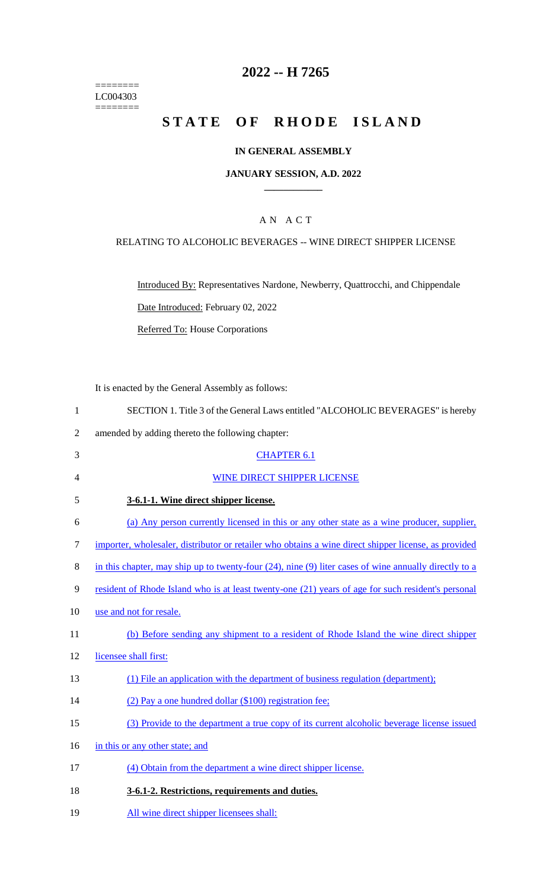========
LC004303
========

# 2022 -- H 7265

# STATE OF RHODE ISLAND

## IN GENERAL ASSEMBLY

### JANUARY SESSION, A.D. 2022

AN ACT

RELATING TO ALCOHOLIC BEVERAGES -- WINE DIRECT SHIPPER LICENSE

Introduced By: Representatives Nardone, Newberry, Quattrocchi, and Chippendale

Date Introduced: February 02, 2022

Referred To: House Corporations

It is enacted by the General Assembly as follows:

1 SECTION 1. Title 3 of the General Laws entitled "ALCOHOLIC BEVERAGES" is hereby
2 amended by adding thereto the following chapter:

3 CHAPTER 6.1

4 WINE DIRECT SHIPPER LICENSE

5 **3-6.1-1. Wine direct shipper license.**

6 (a) Any person currently licensed in this or any other state as a wine producer, supplier,
7 importer, wholesaler, distributor or retailer who obtains a wine direct shipper license, as provided
8 in this chapter, may ship up to twenty-four (24), nine (9) liter cases of wine annually directly to a
9 resident of Rhode Island who is at least twenty-one (21) years of age for such resident's personal
10 use and not for resale.

11 (b) Before sending any shipment to a resident of Rhode Island the wine direct shipper
12 licensee shall first:

13 (1) File an application with the department of business regulation (department);

14 (2) Pay a one hundred dollar ($100) registration fee;

15 (3) Provide to the department a true copy of its current alcoholic beverage license issued
16 in this or any other state; and

17 (4) Obtain from the department a wine direct shipper license.

18 **3-6.1-2. Restrictions, requirements and duties.**

19 All wine direct shipper licensees shall: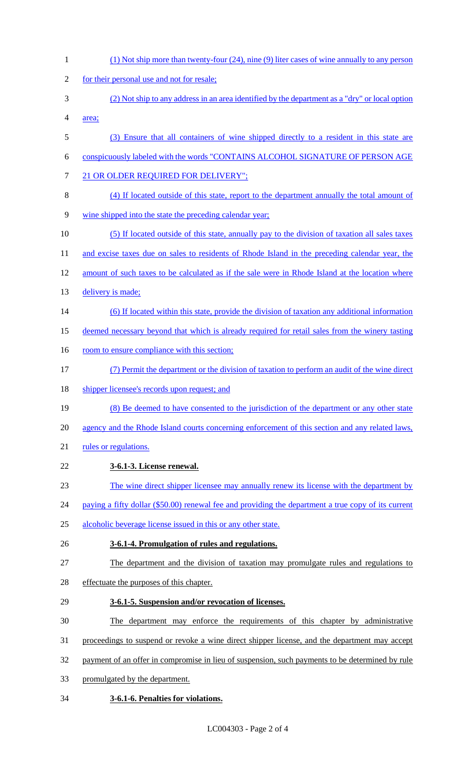(1) Not ship more than twenty-four (24), nine (9) liter cases of wine annually to any person for their personal use and not for resale;

(2) Not ship to any address in an area identified by the department as a "dry" or local option area;

(3) Ensure that all containers of wine shipped directly to a resident in this state are conspicuously labeled with the words "CONTAINS ALCOHOL SIGNATURE OF PERSON AGE 21 OR OLDER REQUIRED FOR DELIVERY";

(4) If located outside of this state, report to the department annually the total amount of wine shipped into the state the preceding calendar year;

(5) If located outside of this state, annually pay to the division of taxation all sales taxes and excise taxes due on sales to residents of Rhode Island in the preceding calendar year, the amount of such taxes to be calculated as if the sale were in Rhode Island at the location where delivery is made;

(6) If located within this state, provide the division of taxation any additional information deemed necessary beyond that which is already required for retail sales from the winery tasting room to ensure compliance with this section;

(7) Permit the department or the division of taxation to perform an audit of the wine direct shipper licensee's records upon request; and

(8) Be deemed to have consented to the jurisdiction of the department or any other state agency and the Rhode Island courts concerning enforcement of this section and any related laws, rules or regulations.

**3-6.1-3. License renewal.**

The wine direct shipper licensee may annually renew its license with the department by paying a fifty dollar ($50.00) renewal fee and providing the department a true copy of its current alcoholic beverage license issued in this or any other state.

**3-6.1-4. Promulgation of rules and regulations.**

The department and the division of taxation may promulgate rules and regulations to effectuate the purposes of this chapter.

**3-6.1-5. Suspension and/or revocation of licenses.**

The department may enforce the requirements of this chapter by administrative proceedings to suspend or revoke a wine direct shipper license, and the department may accept payment of an offer in compromise in lieu of suspension, such payments to be determined by rule promulgated by the department.

**3-6.1-6. Penalties for violations.**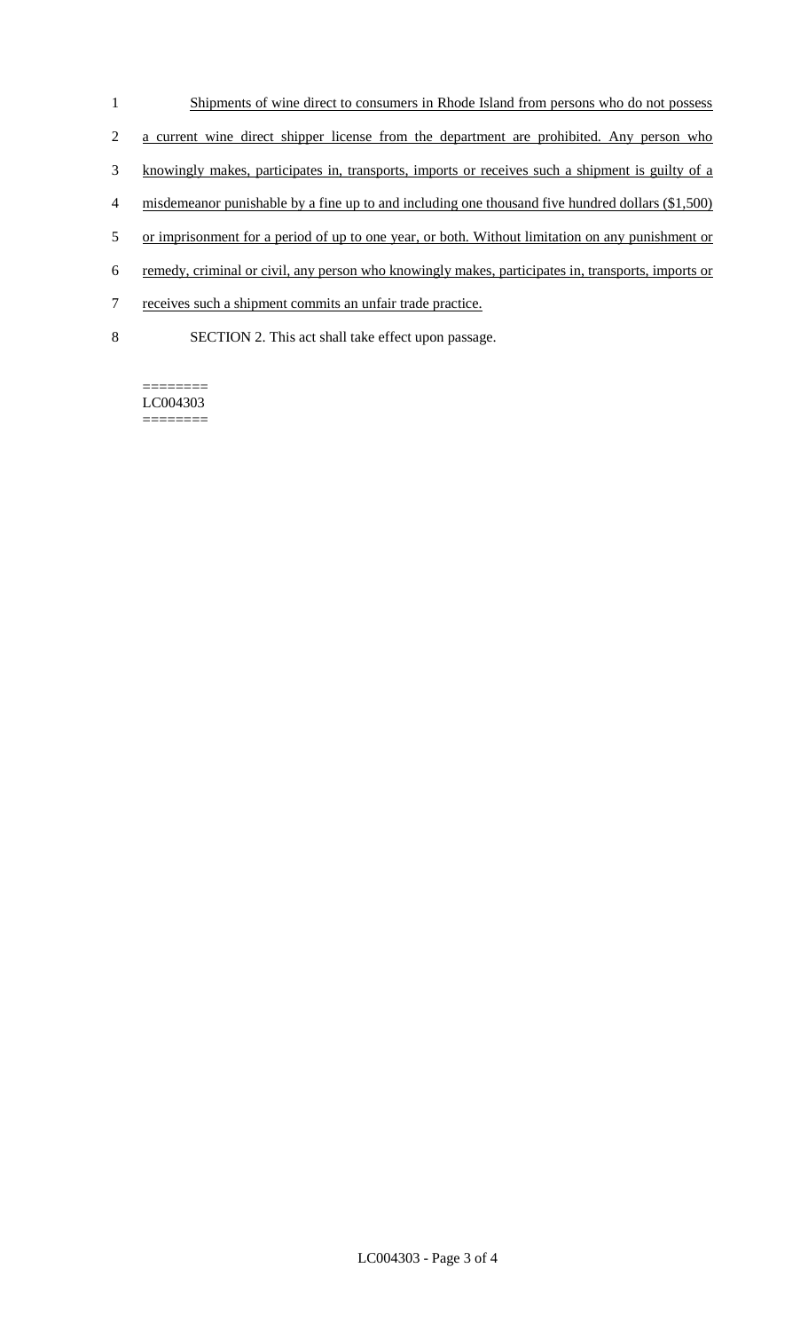Shipments of wine direct to consumers in Rhode Island from persons who do not possess a current wine direct shipper license from the department are prohibited. Any person who knowingly makes, participates in, transports, imports or receives such a shipment is guilty of a misdemeanor punishable by a fine up to and including one thousand five hundred dollars ($1,500) or imprisonment for a period of up to one year, or both. Without limitation on any punishment or remedy, criminal or civil, any person who knowingly makes, participates in, transports, imports or receives such a shipment commits an unfair trade practice.

SECTION 2. This act shall take effect upon passage.

========
LC004303
========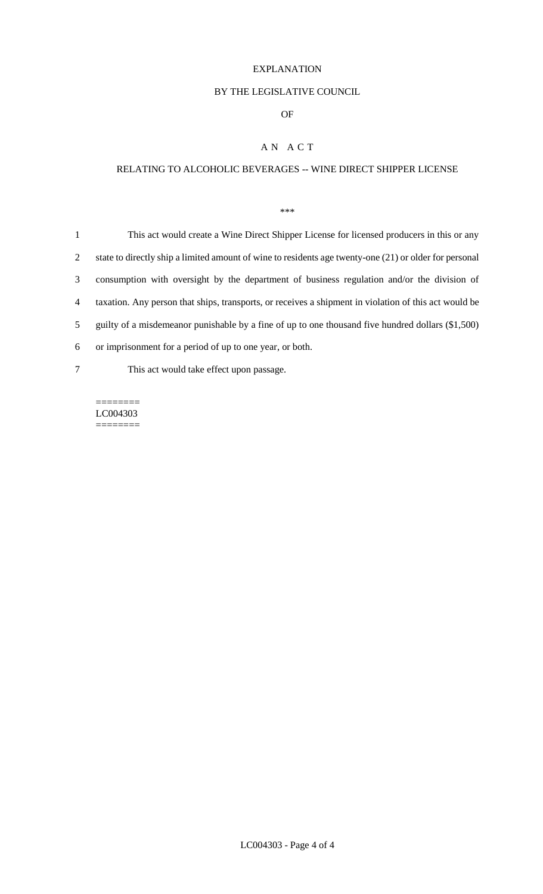EXPLANATION

BY THE LEGISLATIVE COUNCIL

OF

A N A C T

RELATING TO ALCOHOLIC BEVERAGES -- WINE DIRECT SHIPPER LICENSE

\*\*\*

1 This act would create a Wine Direct Shipper License for licensed producers in this or any
2 state to directly ship a limited amount of wine to residents age twenty-one (21) or older for personal
3 consumption with oversight by the department of business regulation and/or the division of
4 taxation. Any person that ships, transports, or receives a shipment in violation of this act would be
5 guilty of a misdemeanor punishable by a fine of up to one thousand five hundred dollars ($1,500)
6 or imprisonment for a period of up to one year, or both.

7 This act would take effect upon passage.

========
LC004303
========